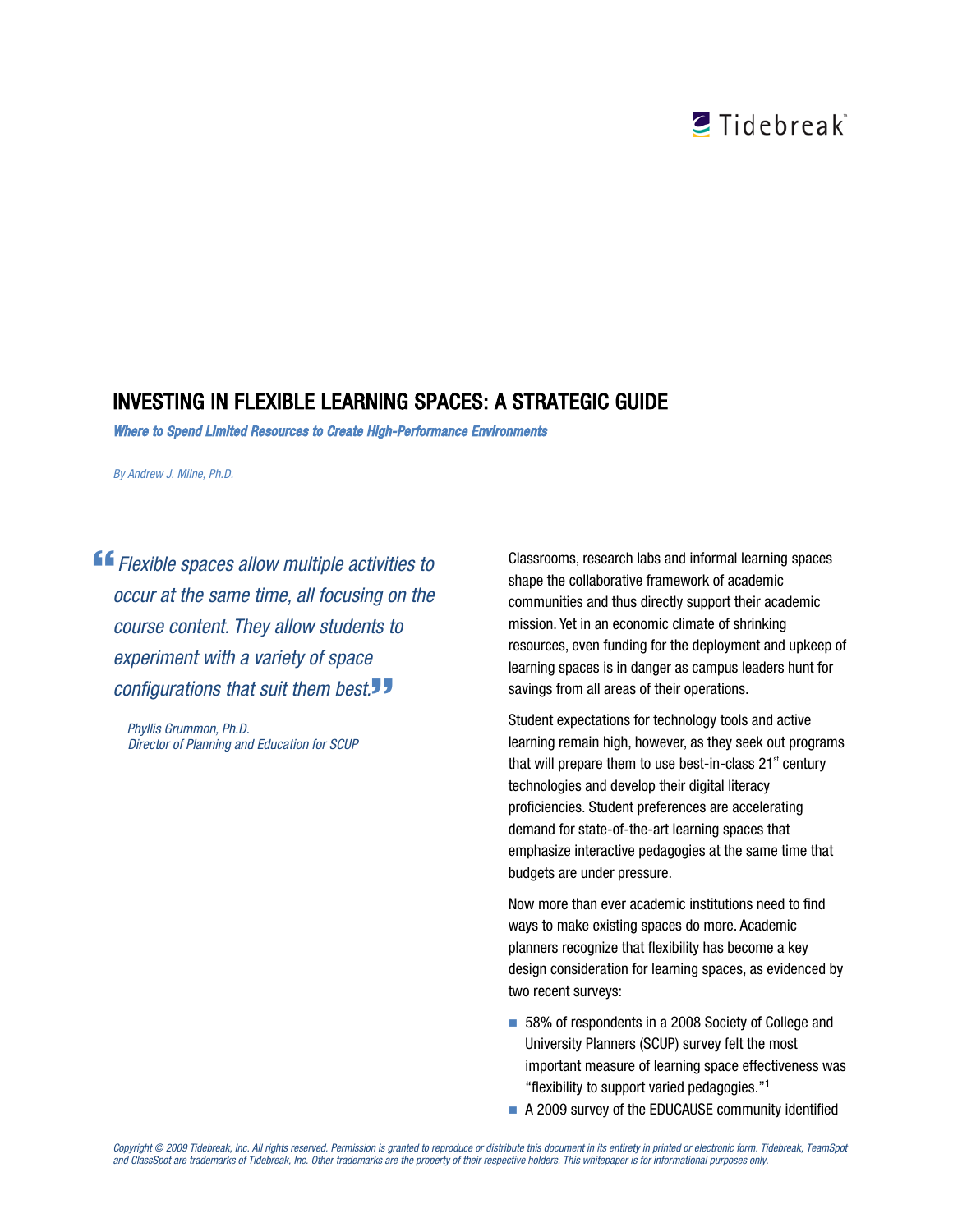Tidebreak™

# INVESTING IN FLEXIBLE LEARNING SPACES: A STRATEGIC GUIDE

***Where to Spend Limited Resources to Create High-Performance Environments***

*By Andrew J. Milne, Ph.D.*

> *"Flexible spaces allow multiple activities to occur at the same time, all focusing on the course content. They allow students to experiment with a variety of space configurations that suit them best."*
>
> *Phyllis Grummon, Ph.D.*
> *Director of Planning and Education for SCUP*

Classrooms, research labs and informal learning spaces shape the collaborative framework of academic communities and thus directly support their academic mission. Yet in an economic climate of shrinking resources, even funding for the deployment and upkeep of learning spaces is in danger as campus leaders hunt for savings from all areas of their operations.

Student expectations for technology tools and active learning remain high, however, as they seek out programs that will prepare them to use best-in-class 21st century technologies and develop their digital literacy proficiencies. Student preferences are accelerating demand for state-of-the-art learning spaces that emphasize interactive pedagogies at the same time that budgets are under pressure.

Now more than ever academic institutions need to find ways to make existing spaces do more. Academic planners recognize that flexibility has become a key design consideration for learning spaces, as evidenced by two recent surveys:

- 58% of respondents in a 2008 Society of College and University Planners (SCUP) survey felt the most important measure of learning space effectiveness was "flexibility to support varied pedagogies."[1]
- A 2009 survey of the EDUCAUSE community identified

*Copyright © 2009 Tidebreak, Inc. All rights reserved. Permission is granted to reproduce or distribute this document in its entirety in printed or electronic form. Tidebreak, TeamSpot and ClassSpot are trademarks of Tidebreak, Inc. Other trademarks are the property of their respective holders. This whitepaper is for informational purposes only.*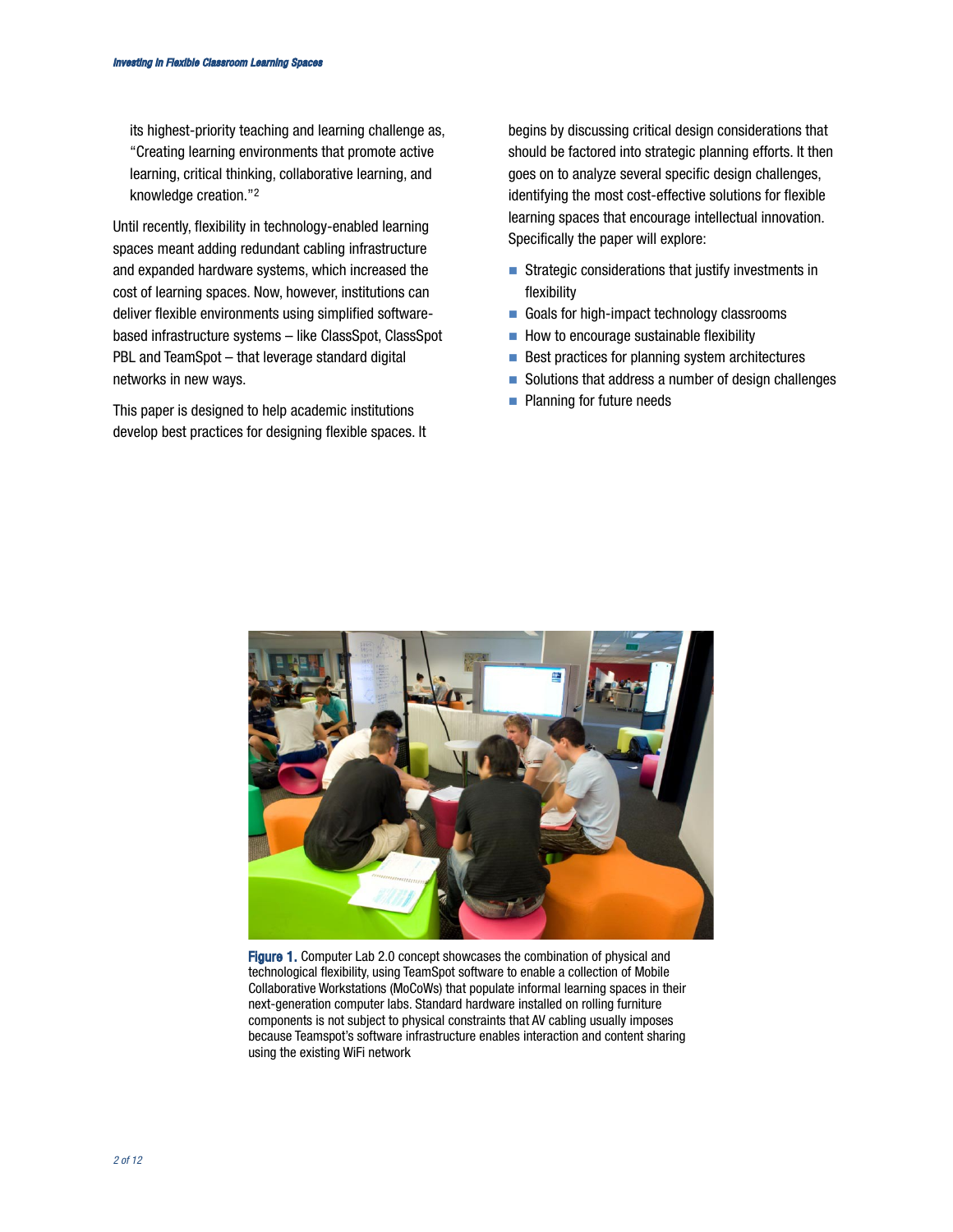its highest-priority teaching and learning challenge as, "Creating learning environments that promote active learning, critical thinking, collaborative learning, and knowledge creation."[2]

Until recently, flexibility in technology-enabled learning spaces meant adding redundant cabling infrastructure and expanded hardware systems, which increased the cost of learning spaces. Now, however, institutions can deliver flexible environments using simplified software-based infrastructure systems – like ClassSpot, ClassSpot PBL and TeamSpot – that leverage standard digital networks in new ways.

This paper is designed to help academic institutions develop best practices for designing flexible spaces. It begins by discussing critical design considerations that should be factored into strategic planning efforts. It then goes on to analyze several specific design challenges, identifying the most cost-effective solutions for flexible learning spaces that encourage intellectual innovation. Specifically the paper will explore:

- Strategic considerations that justify investments in flexibility
- Goals for high-impact technology classrooms
- How to encourage sustainable flexibility
- Best practices for planning system architectures
- Solutions that address a number of design challenges
- Planning for future needs

**Figure 1.** Computer Lab 2.0 concept showcases the combination of physical and technological flexibility, using TeamSpot software to enable a collection of Mobile Collaborative Workstations (MoCoWs) that populate informal learning spaces in their next-generation computer labs. Standard hardware installed on rolling furniture components is not subject to physical constraints that AV cabling usually imposes because Teamspot's software infrastructure enables interaction and content sharing using the existing WiFi network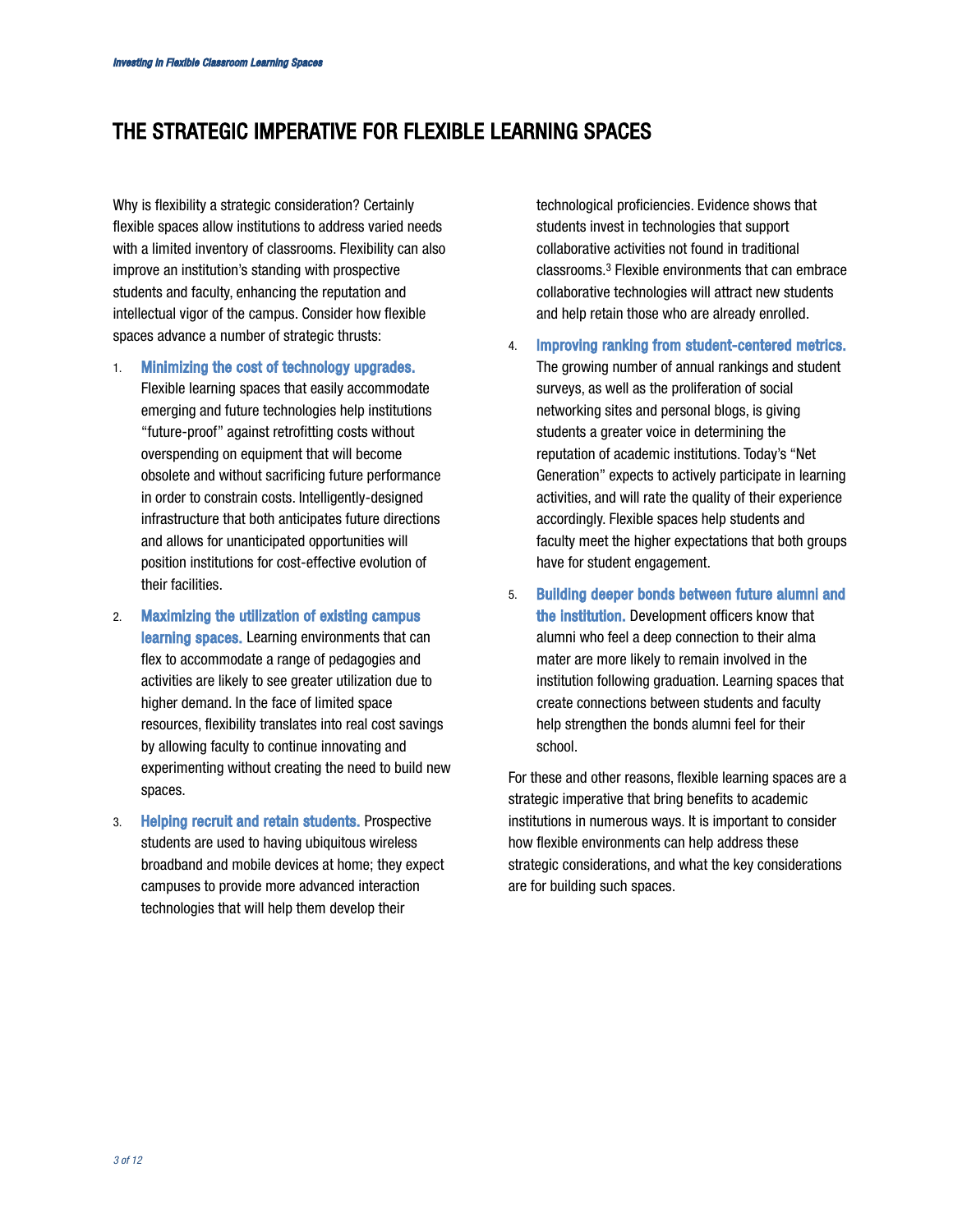# THE STRATEGIC IMPERATIVE FOR FLEXIBLE LEARNING SPACES

Why is flexibility a strategic consideration? Certainly flexible spaces allow institutions to address varied needs with a limited inventory of classrooms. Flexibility can also improve an institution's standing with prospective students and faculty, enhancing the reputation and intellectual vigor of the campus. Consider how flexible spaces advance a number of strategic thrusts:

1. **Minimizing the cost of technology upgrades.** Flexible learning spaces that easily accommodate emerging and future technologies help institutions "future-proof" against retrofitting costs without overspending on equipment that will become obsolete and without sacrificing future performance in order to constrain costs. Intelligently-designed infrastructure that both anticipates future directions and allows for unanticipated opportunities will position institutions for cost-effective evolution of their facilities.

2. **Maximizing the utilization of existing campus learning spaces.** Learning environments that can flex to accommodate a range of pedagogies and activities are likely to see greater utilization due to higher demand. In the face of limited space resources, flexibility translates into real cost savings by allowing faculty to continue innovating and experimenting without creating the need to build new spaces.

3. **Helping recruit and retain students.** Prospective students are used to having ubiquitous wireless broadband and mobile devices at home; they expect campuses to provide more advanced interaction technologies that will help them develop their technological proficiencies. Evidence shows that students invest in technologies that support collaborative activities not found in traditional classrooms.[3] Flexible environments that can embrace collaborative technologies will attract new students and help retain those who are already enrolled.

4. **Improving ranking from student-centered metrics.** The growing number of annual rankings and student surveys, as well as the proliferation of social networking sites and personal blogs, is giving students a greater voice in determining the reputation of academic institutions. Today's "Net Generation" expects to actively participate in learning activities, and will rate the quality of their experience accordingly. Flexible spaces help students and faculty meet the higher expectations that both groups have for student engagement.

5. **Building deeper bonds between future alumni and the institution.** Development officers know that alumni who feel a deep connection to their alma mater are more likely to remain involved in the institution following graduation. Learning spaces that create connections between students and faculty help strengthen the bonds alumni feel for their school.

For these and other reasons, flexible learning spaces are a strategic imperative that bring benefits to academic institutions in numerous ways. It is important to consider how flexible environments can help address these strategic considerations, and what the key considerations are for building such spaces.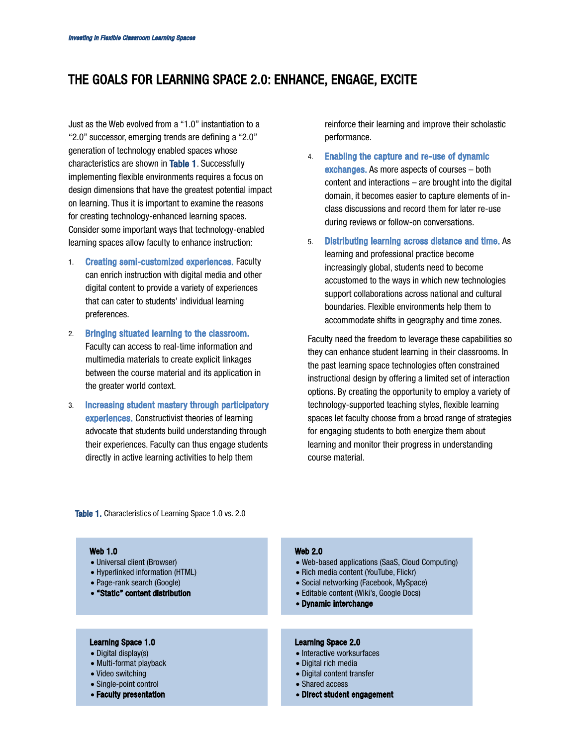# THE GOALS FOR LEARNING SPACE 2.0: ENHANCE, ENGAGE, EXCITE

Just as the Web evolved from a "1.0" instantiation to a "2.0" successor, emerging trends are defining a "2.0" generation of technology enabled spaces whose characteristics are shown in **Table 1**. Successfully implementing flexible environments requires a focus on design dimensions that have the greatest potential impact on learning. Thus it is important to examine the reasons for creating technology-enhanced learning spaces. Consider some important ways that technology-enabled learning spaces allow faculty to enhance instruction:

1. **Creating semi-customized experiences.** Faculty can enrich instruction with digital media and other digital content to provide a variety of experiences that can cater to students' individual learning preferences.
2. **Bringing situated learning to the classroom.** Faculty can access to real-time information and multimedia materials to create explicit linkages between the course material and its application in the greater world context.
3. **Increasing student mastery through participatory experiences.** Constructivist theories of learning advocate that students build understanding through their experiences. Faculty can thus engage students directly in active learning activities to help them reinforce their learning and improve their scholastic performance.
4. **Enabling the capture and re-use of dynamic exchanges.** As more aspects of courses – both content and interactions – are brought into the digital domain, it becomes easier to capture elements of in-class discussions and record them for later re-use during reviews or follow-on conversations.
5. **Distributing learning across distance and time.** As learning and professional practice become increasingly global, students need to become accustomed to the ways in which new technologies support collaborations across national and cultural boundaries. Flexible environments help them to accommodate shifts in geography and time zones.

Faculty need the freedom to leverage these capabilities so they can enhance student learning in their classrooms. In the past learning space technologies often constrained instructional design by offering a limited set of interaction options. By creating the opportunity to employ a variety of technology-supported teaching styles, flexible learning spaces let faculty choose from a broad range of strategies for engaging students to both energize them about learning and monitor their progress in understanding course material.

**Table 1.** Characteristics of Learning Space 1.0 vs. 2.0

| Web 1.0 | Web 2.0 |
| --- | --- |
| • Universal client (Browser) | • Web-based applications (SaaS, Cloud Computing) |
| • Hyperlinked information (HTML) | • Rich media content (YouTube, Flickr) |
| • Page-rank search (Google) | • Social networking (Facebook, MySpace) |
| • **"Static" content distribution** | • Editable content (Wiki's, Google Docs) |
| | • **Dynamic interchange** |
| **Learning Space 1.0** | **Learning Space 2.0** |
| • Digital display(s) | • Interactive worksurfaces |
| • Multi-format playback | • Digital rich media |
| • Video switching | • Digital content transfer |
| • Single-point control | • Shared access |
| • **Faculty presentation** | • **Direct student engagement** |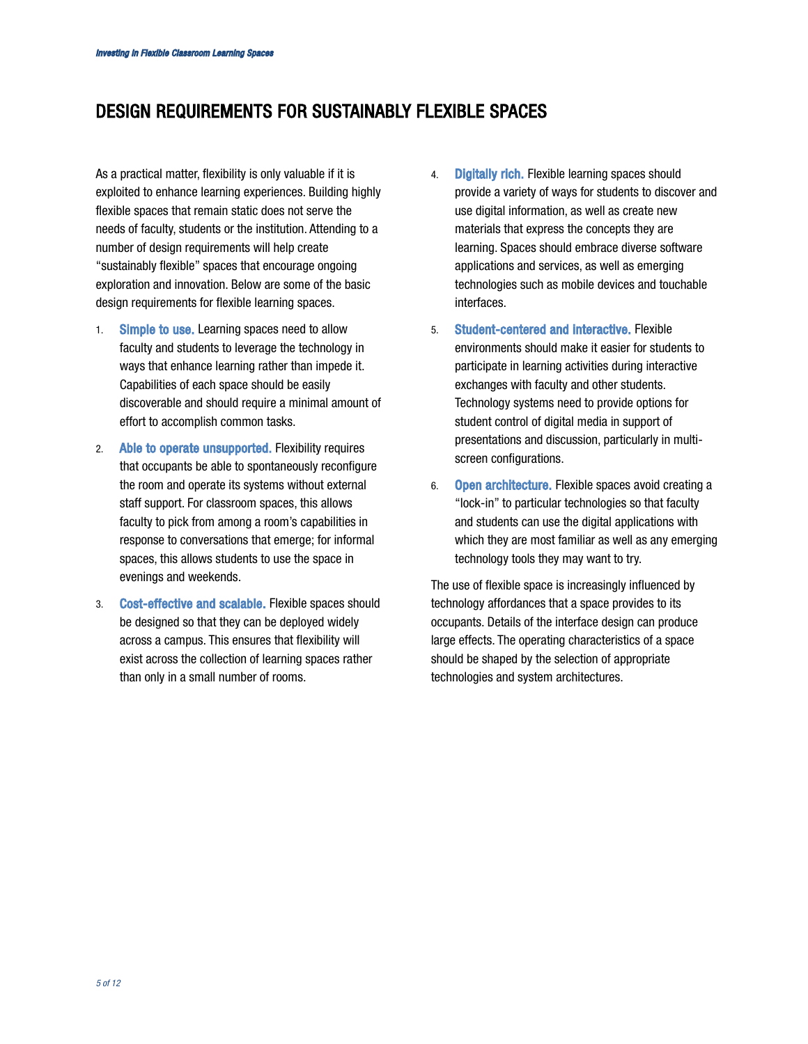## DESIGN REQUIREMENTS FOR SUSTAINABLY FLEXIBLE SPACES

As a practical matter, flexibility is only valuable if it is exploited to enhance learning experiences. Building highly flexible spaces that remain static does not serve the needs of faculty, students or the institution. Attending to a number of design requirements will help create "sustainably flexible" spaces that encourage ongoing exploration and innovation. Below are some of the basic design requirements for flexible learning spaces.

1. **Simple to use.** Learning spaces need to allow faculty and students to leverage the technology in ways that enhance learning rather than impede it. Capabilities of each space should be easily discoverable and should require a minimal amount of effort to accomplish common tasks.
2. **Able to operate unsupported.** Flexibility requires that occupants be able to spontaneously reconfigure the room and operate its systems without external staff support. For classroom spaces, this allows faculty to pick from among a room's capabilities in response to conversations that emerge; for informal spaces, this allows students to use the space in evenings and weekends.
3. **Cost-effective and scalable.** Flexible spaces should be designed so that they can be deployed widely across a campus. This ensures that flexibility will exist across the collection of learning spaces rather than only in a small number of rooms.
4. **Digitally rich.** Flexible learning spaces should provide a variety of ways for students to discover and use digital information, as well as create new materials that express the concepts they are learning. Spaces should embrace diverse software applications and services, as well as emerging technologies such as mobile devices and touchable interfaces.
5. **Student-centered and interactive.** Flexible environments should make it easier for students to participate in learning activities during interactive exchanges with faculty and other students. Technology systems need to provide options for student control of digital media in support of presentations and discussion, particularly in multi-screen configurations.
6. **Open architecture.** Flexible spaces avoid creating a "lock-in" to particular technologies so that faculty and students can use the digital applications with which they are most familiar as well as any emerging technology tools they may want to try.

The use of flexible space is increasingly influenced by technology affordances that a space provides to its occupants. Details of the interface design can produce large effects. The operating characteristics of a space should be shaped by the selection of appropriate technologies and system architectures.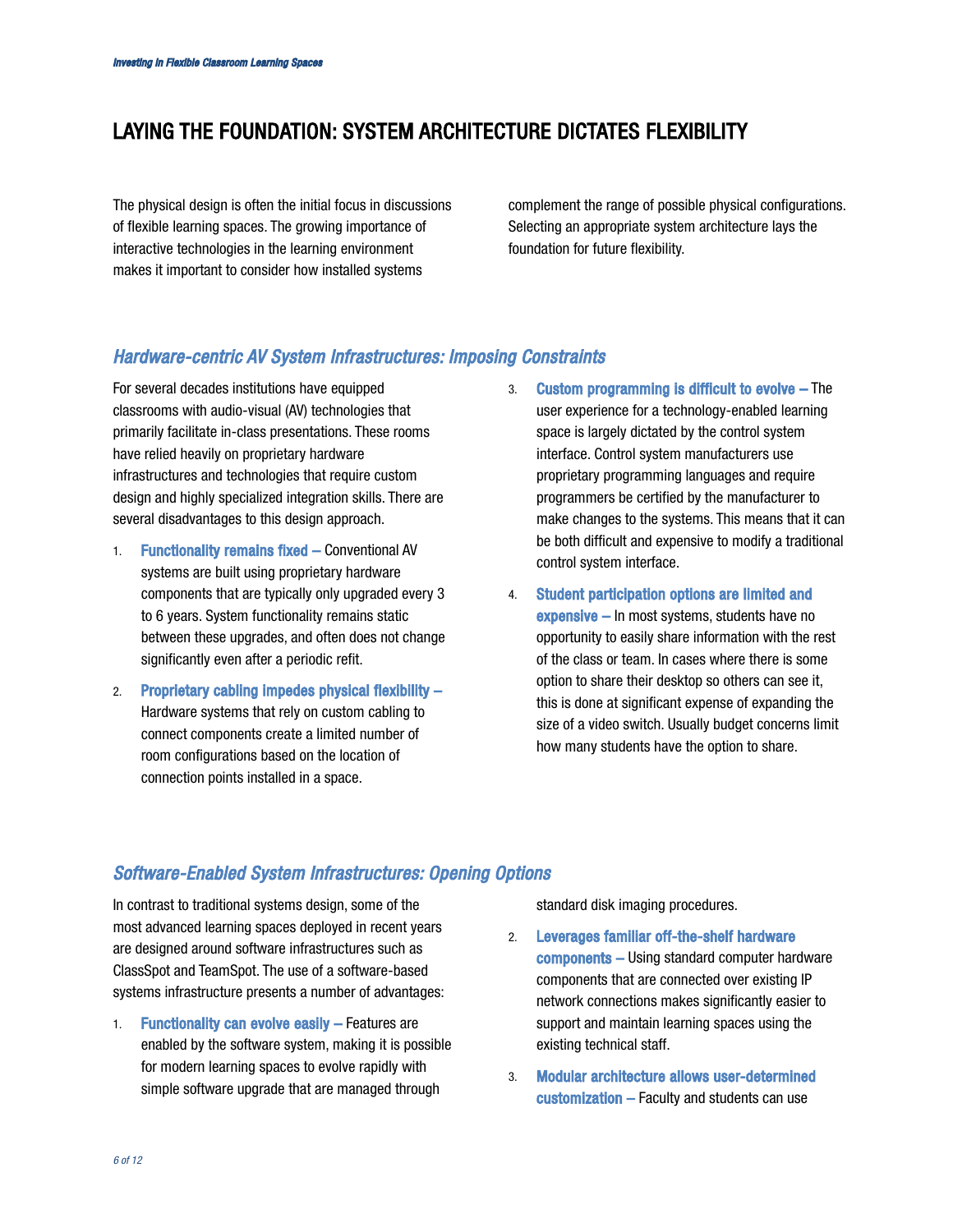# LAYING THE FOUNDATION: SYSTEM ARCHITECTURE DICTATES FLEXIBILITY

The physical design is often the initial focus in discussions of flexible learning spaces. The growing importance of interactive technologies in the learning environment makes it important to consider how installed systems complement the range of possible physical configurations. Selecting an appropriate system architecture lays the foundation for future flexibility.

## *Hardware-centric AV System Infrastructures: Imposing Constraints*

For several decades institutions have equipped classrooms with audio-visual (AV) technologies that primarily facilitate in-class presentations. These rooms have relied heavily on proprietary hardware infrastructures and technologies that require custom design and highly specialized integration skills. There are several disadvantages to this design approach.

1. **Functionality remains fixed –** Conventional AV systems are built using proprietary hardware components that are typically only upgraded every 3 to 6 years. System functionality remains static between these upgrades, and often does not change significantly even after a periodic refit.
2. **Proprietary cabling impedes physical flexibility –** Hardware systems that rely on custom cabling to connect components create a limited number of room configurations based on the location of connection points installed in a space.
3. **Custom programming is difficult to evolve –** The user experience for a technology-enabled learning space is largely dictated by the control system interface. Control system manufacturers use proprietary programming languages and require programmers be certified by the manufacturer to make changes to the systems. This means that it can be both difficult and expensive to modify a traditional control system interface.
4. **Student participation options are limited and expensive –** In most systems, students have no opportunity to easily share information with the rest of the class or team. In cases where there is some option to share their desktop so others can see it, this is done at significant expense of expanding the size of a video switch. Usually budget concerns limit how many students have the option to share.

## *Software-Enabled System Infrastructures: Opening Options*

In contrast to traditional systems design, some of the most advanced learning spaces deployed in recent years are designed around software infrastructures such as ClassSpot and TeamSpot. The use of a software-based systems infrastructure presents a number of advantages:

1. **Functionality can evolve easily –** Features are enabled by the software system, making it is possible for modern learning spaces to evolve rapidly with simple software upgrade that are managed through standard disk imaging procedures.
2. **Leverages familiar off-the-shelf hardware components –** Using standard computer hardware components that are connected over existing IP network connections makes significantly easier to support and maintain learning spaces using the existing technical staff.
3. **Modular architecture allows user-determined customization –** Faculty and students can use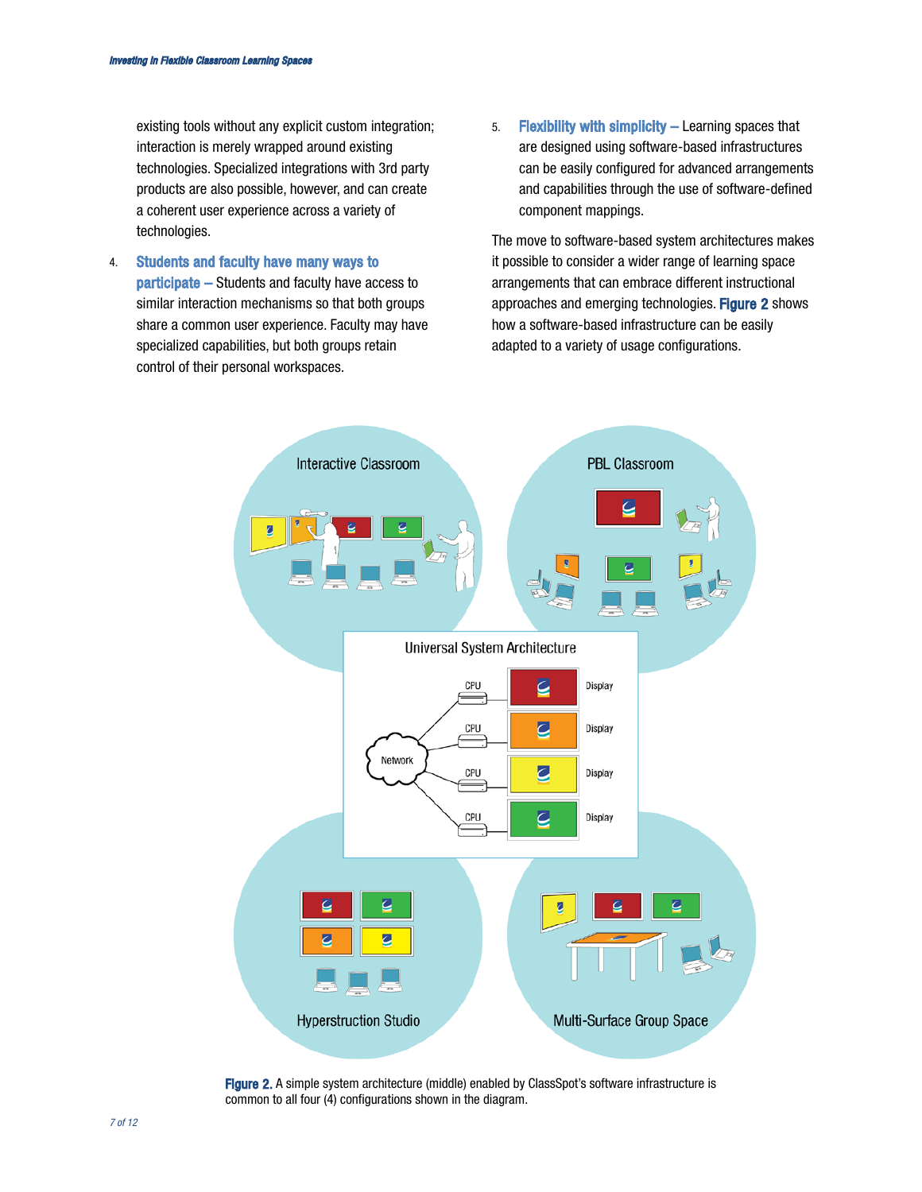existing tools without any explicit custom integration; interaction is merely wrapped around existing technologies. Specialized integrations with 3rd party products are also possible, however, and can create a coherent user experience across a variety of technologies.

4. **Students and faculty have many ways to participate** – Students and faculty have access to similar interaction mechanisms so that both groups share a common user experience. Faculty may have specialized capabilities, but both groups retain control of their personal workspaces.

5. **Flexibility with simplicity** – Learning spaces that are designed using software-based infrastructures can be easily configured for advanced arrangements and capabilities through the use of software-defined component mappings.

The move to software-based system architectures makes it possible to consider a wider range of learning space arrangements that can embrace different instructional approaches and emerging technologies. **Figure 2** shows how a software-based infrastructure can be easily adapted to a variety of usage configurations.

**Figure 2.** A simple system architecture (middle) enabled by ClassSpot's software infrastructure is common to all four (4) configurations shown in the diagram.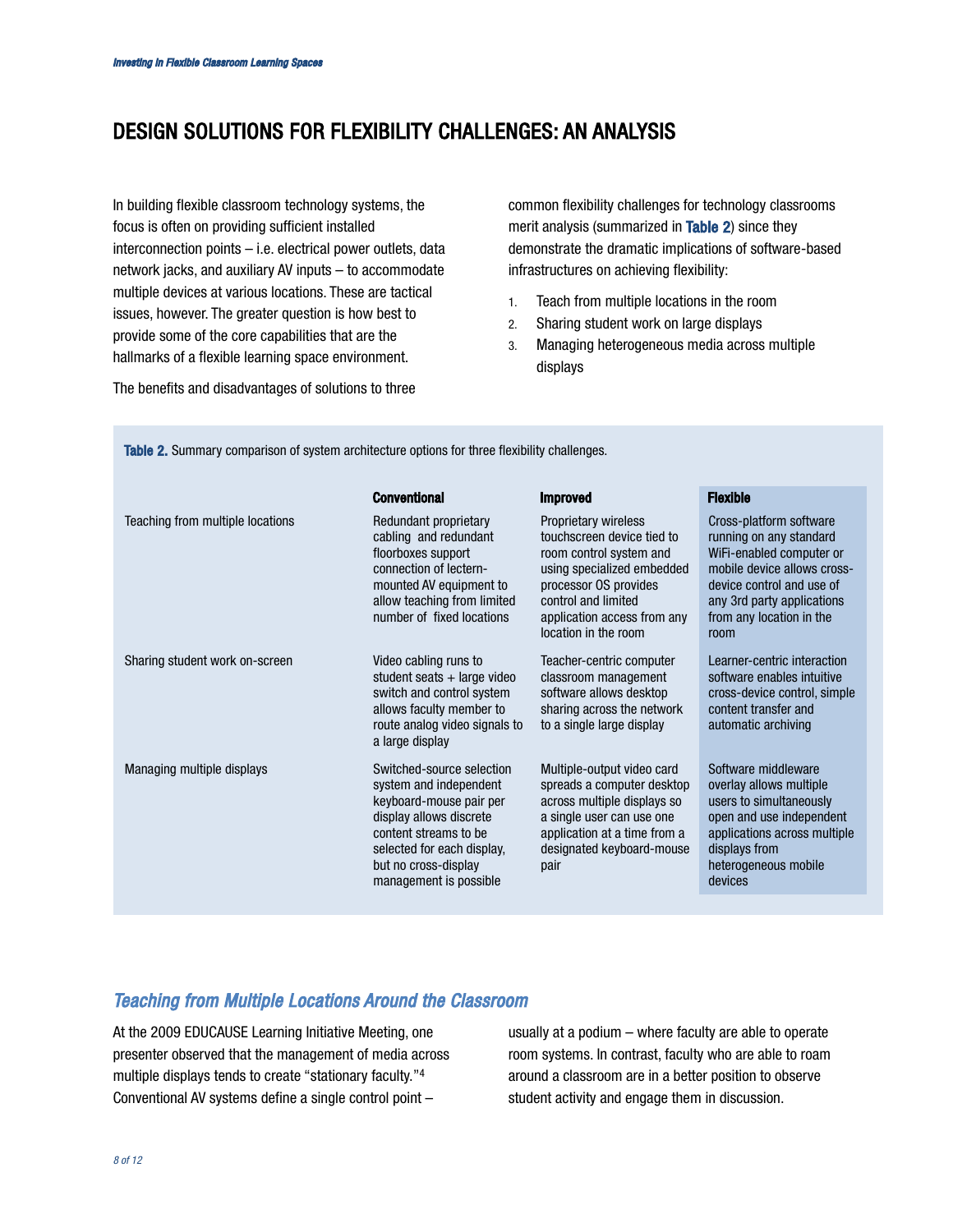## DESIGN SOLUTIONS FOR FLEXIBILITY CHALLENGES: AN ANALYSIS

In building flexible classroom technology systems, the focus is often on providing sufficient installed interconnection points – i.e. electrical power outlets, data network jacks, and auxiliary AV inputs – to accommodate multiple devices at various locations. These are tactical issues, however. The greater question is how best to provide some of the core capabilities that are the hallmarks of a flexible learning space environment.

The benefits and disadvantages of solutions to three common flexibility challenges for technology classrooms merit analysis (summarized in **Table 2**) since they demonstrate the dramatic implications of software-based infrastructures on achieving flexibility:

1. Teach from multiple locations in the room
2. Sharing student work on large displays
3. Managing heterogeneous media across multiple displays

**Table 2.** Summary comparison of system architecture options for three flexibility challenges.

| | **Conventional** | **Improved** | **Flexible** |
|---|---|---|---|
| Teaching from multiple locations | Redundant proprietary cabling and redundant floorboxes support connection of lectern-mounted AV equipment to allow teaching from limited number of fixed locations | Proprietary wireless touchscreen device tied to room control system and using specialized embedded processor OS provides control and limited application access from any location in the room | Cross-platform software running on any standard WiFi-enabled computer or mobile device allows cross-device control and use of any 3rd party applications from any location in the room |
| Sharing student work on-screen | Video cabling runs to student seats + large video switch and control system allows faculty member to route analog video signals to a large display | Teacher-centric computer classroom management software allows desktop sharing across the network to a single large display | Learner-centric interaction software enables intuitive cross-device control, simple content transfer and automatic archiving |
| Managing multiple displays | Switched-source selection system and independent keyboard-mouse pair per display allows discrete content streams to be selected for each display, but no cross-display management is possible | Multiple-output video card spreads a computer desktop across multiple displays so a single user can use one application at a time from a designated keyboard-mouse pair | Software middleware overlay allows multiple users to simultaneously open and use independent applications across multiple displays from heterogeneous mobile devices |

### *Teaching from Multiple Locations Around the Classroom*

At the 2009 EDUCAUSE Learning Initiative Meeting, one presenter observed that the management of media across multiple displays tends to create "stationary faculty."[4] Conventional AV systems define a single control point – usually at a podium – where faculty are able to operate room systems. In contrast, faculty who are able to roam around a classroom are in a better position to observe student activity and engage them in discussion.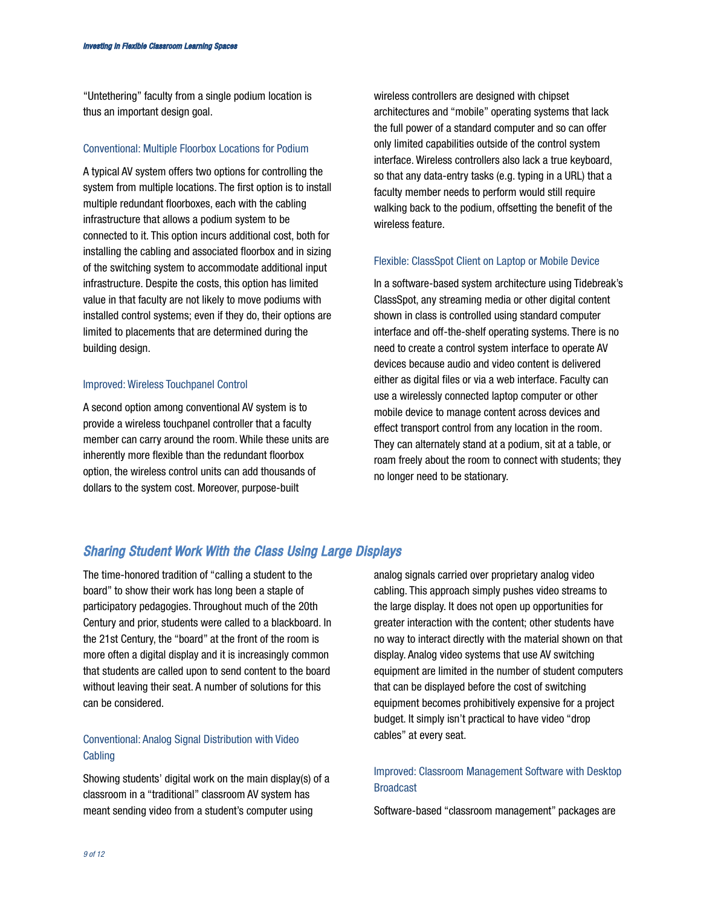"Untethering" faculty from a single podium location is thus an important design goal.

### Conventional: Multiple Floorbox Locations for Podium

A typical AV system offers two options for controlling the system from multiple locations. The first option is to install multiple redundant floorboxes, each with the cabling infrastructure that allows a podium system to be connected to it. This option incurs additional cost, both for installing the cabling and associated floorbox and in sizing of the switching system to accommodate additional input infrastructure. Despite the costs, this option has limited value in that faculty are not likely to move podiums with installed control systems; even if they do, their options are limited to placements that are determined during the building design.

### Improved: Wireless Touchpanel Control

A second option among conventional AV system is to provide a wireless touchpanel controller that a faculty member can carry around the room. While these units are inherently more flexible than the redundant floorbox option, the wireless control units can add thousands of dollars to the system cost. Moreover, purpose-built wireless controllers are designed with chipset architectures and "mobile" operating systems that lack the full power of a standard computer and so can offer only limited capabilities outside of the control system interface. Wireless controllers also lack a true keyboard, so that any data-entry tasks (e.g. typing in a URL) that a faculty member needs to perform would still require walking back to the podium, offsetting the benefit of the wireless feature.

### Flexible: ClassSpot Client on Laptop or Mobile Device

In a software-based system architecture using Tidebreak's ClassSpot, any streaming media or other digital content shown in class is controlled using standard computer interface and off-the-shelf operating systems. There is no need to create a control system interface to operate AV devices because audio and video content is delivered either as digital files or via a web interface. Faculty can use a wirelessly connected laptop computer or other mobile device to manage content across devices and effect transport control from any location in the room. They can alternately stand at a podium, sit at a table, or roam freely about the room to connect with students; they no longer need to be stationary.

## *Sharing Student Work With the Class Using Large Displays*

The time-honored tradition of "calling a student to the board" to show their work has long been a staple of participatory pedagogies. Throughout much of the 20th Century and prior, students were called to a blackboard. In the 21st Century, the "board" at the front of the room is more often a digital display and it is increasingly common that students are called upon to send content to the board without leaving their seat. A number of solutions for this can be considered.

### Conventional: Analog Signal Distribution with Video Cabling

Showing students' digital work on the main display(s) of a classroom in a "traditional" classroom AV system has meant sending video from a student's computer using analog signals carried over proprietary analog video cabling. This approach simply pushes video streams to the large display. It does not open up opportunities for greater interaction with the content; other students have no way to interact directly with the material shown on that display. Analog video systems that use AV switching equipment are limited in the number of student computers that can be displayed before the cost of switching equipment becomes prohibitively expensive for a project budget. It simply isn't practical to have video "drop cables" at every seat.

### Improved: Classroom Management Software with Desktop Broadcast

Software-based "classroom management" packages are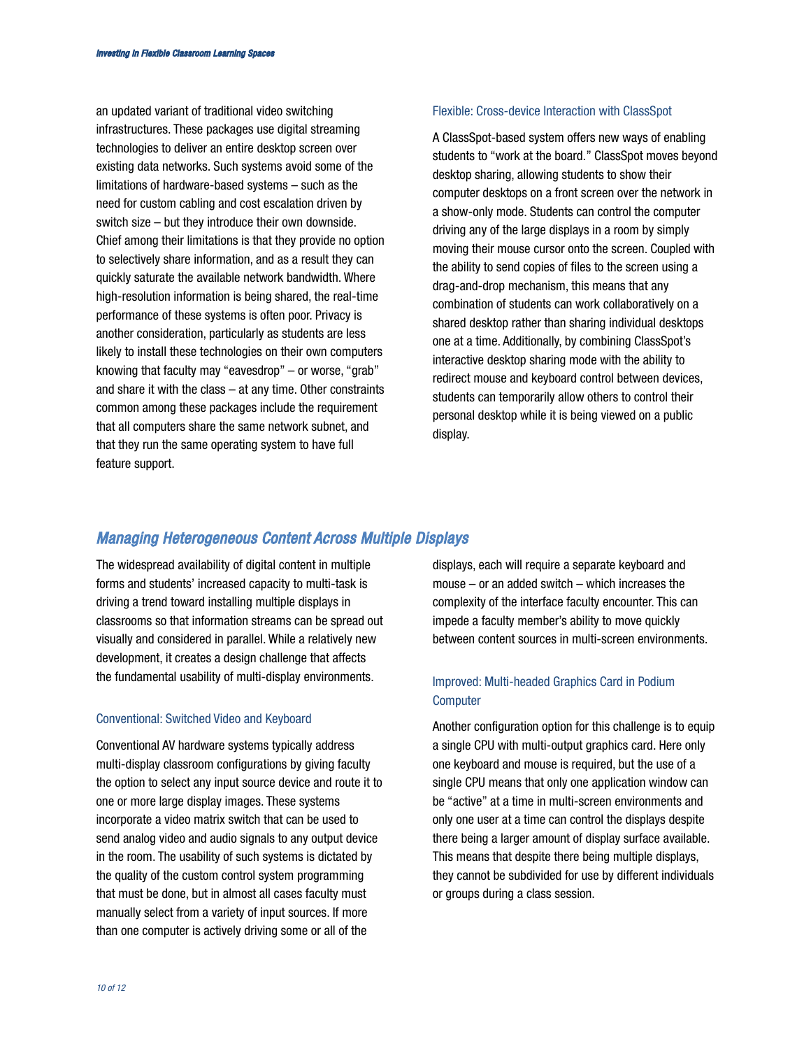an updated variant of traditional video switching infrastructures. These packages use digital streaming technologies to deliver an entire desktop screen over existing data networks. Such systems avoid some of the limitations of hardware-based systems – such as the need for custom cabling and cost escalation driven by switch size – but they introduce their own downside. Chief among their limitations is that they provide no option to selectively share information, and as a result they can quickly saturate the available network bandwidth. Where high-resolution information is being shared, the real-time performance of these systems is often poor. Privacy is another consideration, particularly as students are less likely to install these technologies on their own computers knowing that faculty may "eavesdrop" – or worse, "grab" and share it with the class – at any time. Other constraints common among these packages include the requirement that all computers share the same network subnet, and that they run the same operating system to have full feature support.

### Flexible: Cross-device Interaction with ClassSpot

A ClassSpot-based system offers new ways of enabling students to "work at the board." ClassSpot moves beyond desktop sharing, allowing students to show their computer desktops on a front screen over the network in a show-only mode. Students can control the computer driving any of the large displays in a room by simply moving their mouse cursor onto the screen. Coupled with the ability to send copies of files to the screen using a drag-and-drop mechanism, this means that any combination of students can work collaboratively on a shared desktop rather than sharing individual desktops one at a time. Additionally, by combining ClassSpot's interactive desktop sharing mode with the ability to redirect mouse and keyboard control between devices, students can temporarily allow others to control their personal desktop while it is being viewed on a public display.

## *Managing Heterogeneous Content Across Multiple Displays*

The widespread availability of digital content in multiple forms and students' increased capacity to multi-task is driving a trend toward installing multiple displays in classrooms so that information streams can be spread out visually and considered in parallel. While a relatively new development, it creates a design challenge that affects the fundamental usability of multi-display environments.

### Conventional: Switched Video and Keyboard

Conventional AV hardware systems typically address multi-display classroom configurations by giving faculty the option to select any input source device and route it to one or more large display images. These systems incorporate a video matrix switch that can be used to send analog video and audio signals to any output device in the room. The usability of such systems is dictated by the quality of the custom control system programming that must be done, but in almost all cases faculty must manually select from a variety of input sources. If more than one computer is actively driving some or all of the displays, each will require a separate keyboard and mouse – or an added switch – which increases the complexity of the interface faculty encounter. This can impede a faculty member's ability to move quickly between content sources in multi-screen environments.

### Improved: Multi-headed Graphics Card in Podium Computer

Another configuration option for this challenge is to equip a single CPU with multi-output graphics card. Here only one keyboard and mouse is required, but the use of a single CPU means that only one application window can be "active" at a time in multi-screen environments and only one user at a time can control the displays despite there being a larger amount of display surface available. This means that despite there being multiple displays, they cannot be subdivided for use by different individuals or groups during a class session.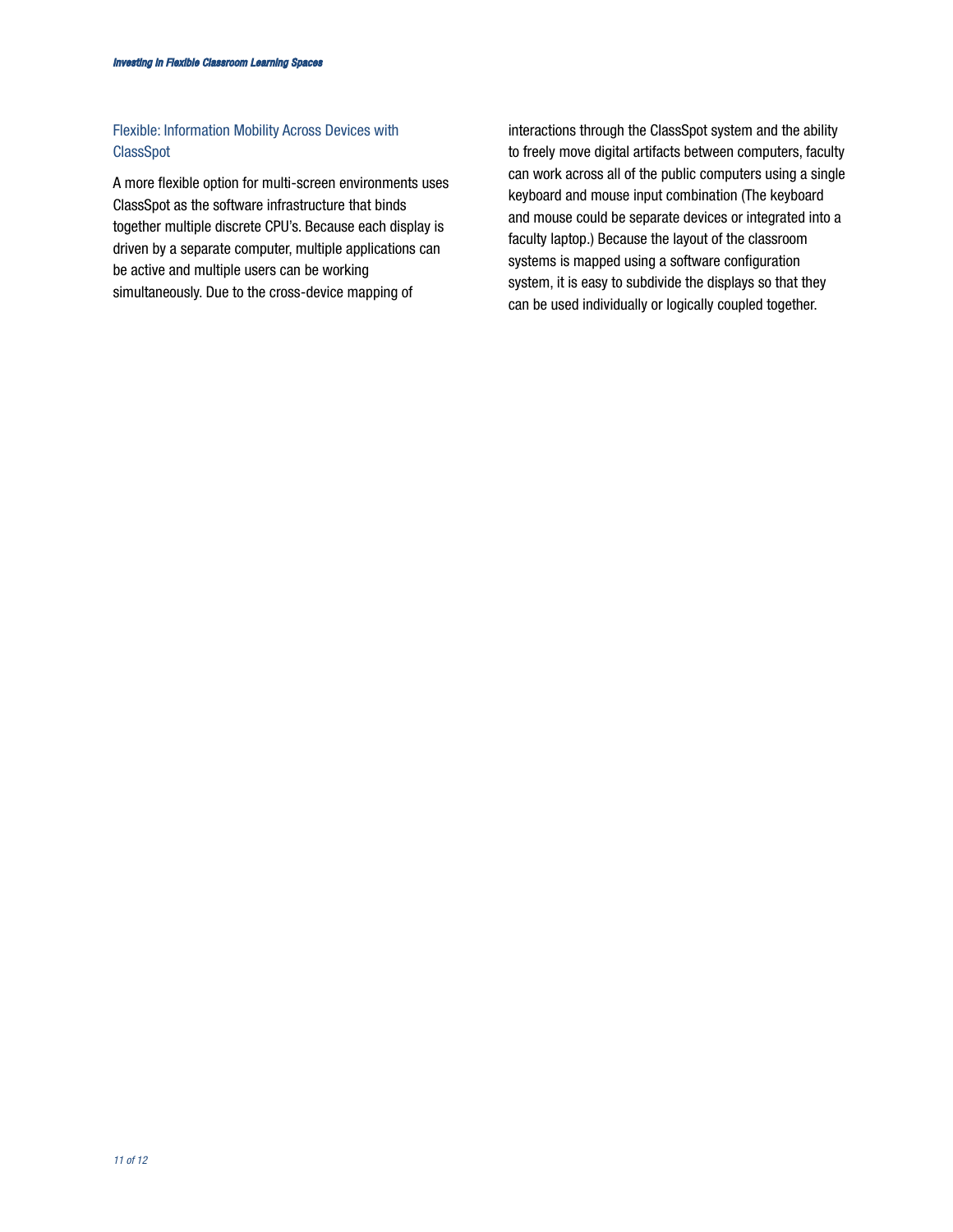## Flexible: Information Mobility Across Devices with ClassSpot

A more flexible option for multi-screen environments uses ClassSpot as the software infrastructure that binds together multiple discrete CPU's. Because each display is driven by a separate computer, multiple applications can be active and multiple users can be working simultaneously. Due to the cross-device mapping of interactions through the ClassSpot system and the ability to freely move digital artifacts between computers, faculty can work across all of the public computers using a single keyboard and mouse input combination (The keyboard and mouse could be separate devices or integrated into a faculty laptop.) Because the layout of the classroom systems is mapped using a software configuration system, it is easy to subdivide the displays so that they can be used individually or logically coupled together.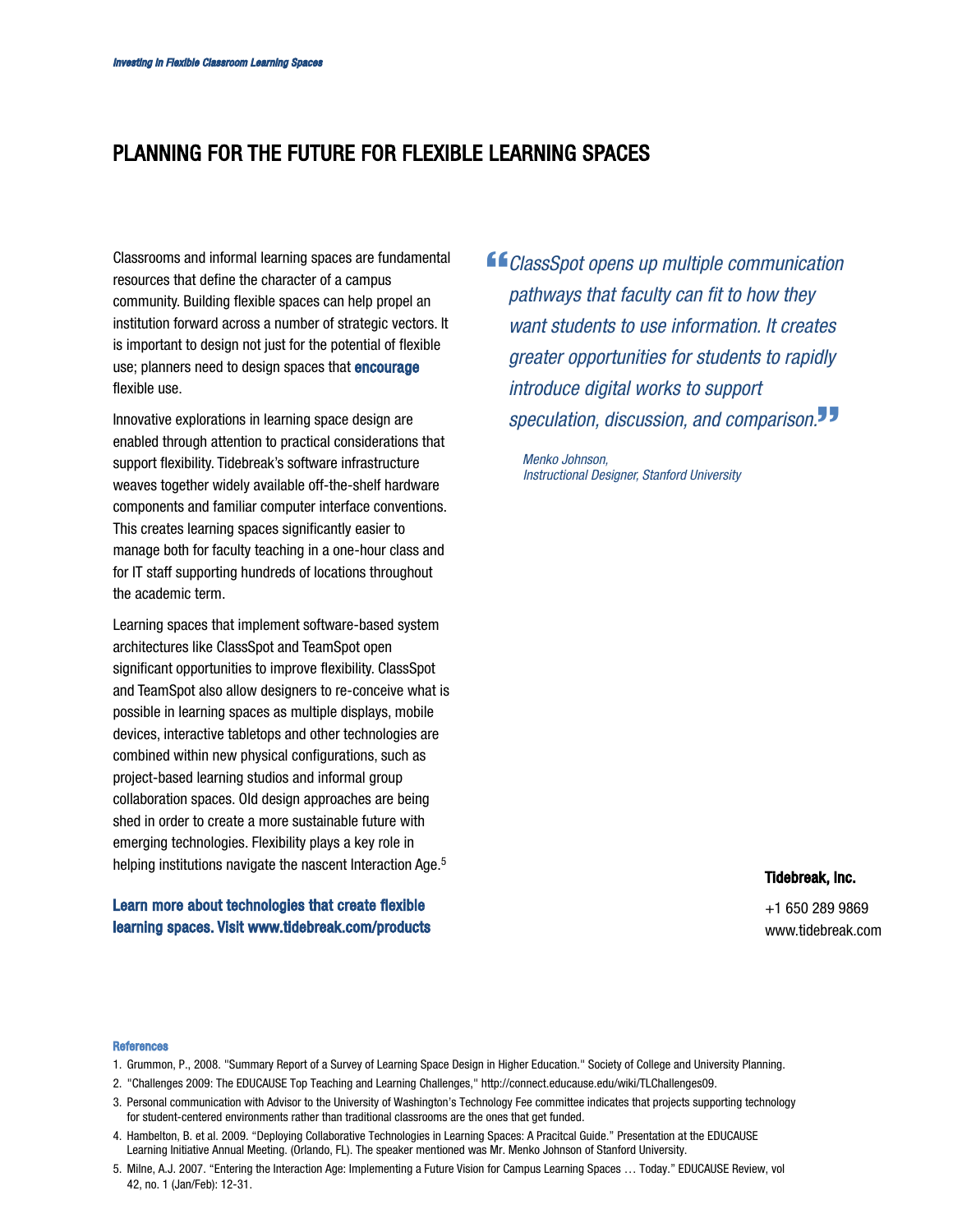# PLANNING FOR THE FUTURE FOR FLEXIBLE LEARNING SPACES

Classrooms and informal learning spaces are fundamental resources that define the character of a campus community. Building flexible spaces can help propel an institution forward across a number of strategic vectors. It is important to design not just for the potential of flexible use; planners need to design spaces that **encourage** flexible use.

Innovative explorations in learning space design are enabled through attention to practical considerations that support flexibility. Tidebreak's software infrastructure weaves together widely available off-the-shelf hardware components and familiar computer interface conventions. This creates learning spaces significantly easier to manage both for faculty teaching in a one-hour class and for IT staff supporting hundreds of locations throughout the academic term.

Learning spaces that implement software-based system architectures like ClassSpot and TeamSpot open significant opportunities to improve flexibility. ClassSpot and TeamSpot also allow designers to re-conceive what is possible in learning spaces as multiple displays, mobile devices, interactive tabletops and other technologies are combined within new physical configurations, such as project-based learning studios and informal group collaboration spaces. Old design approaches are being shed in order to create a more sustainable future with emerging technologies. Flexibility plays a key role in helping institutions navigate the nascent Interaction Age.[5]

**Learning more about technologies that create flexible learning spaces. Visit www.tidebreak.com/products**

> *"ClassSpot opens up multiple communication pathways that faculty can fit to how they want students to use information. It creates greater opportunities for students to rapidly introduce digital works to support speculation, discussion, and comparison."*
>
> *Menko Johnson,*
> *Instructional Designer, Stanford University*

**Tidebreak, Inc.**

+1 650 289 9869
www.tidebreak.com

**References**

1. Grummon, P., 2008. "Summary Report of a Survey of Learning Space Design in Higher Education." Society of College and University Planning.
2. "Challenges 2009: The EDUCAUSE Top Teaching and Learning Challenges," http://connect.educause.edu/wiki/TLChallenges09.
3. Personal communication with Advisor to the University of Washington's Technology Fee committee indicates that projects supporting technology for student-centered environments rather than traditional classrooms are the ones that get funded.
4. Hambelton, B. et al. 2009. "Deploying Collaborative Technologies in Learning Spaces: A Pracitcal Guide." Presentation at the EDUCAUSE Learning Initiative Annual Meeting. (Orlando, FL). The speaker mentioned was Mr. Menko Johnson of Stanford University.
5. Milne, A.J. 2007. "Entering the Interaction Age: Implementing a Future Vision for Campus Learning Spaces … Today." EDUCAUSE Review, vol 42, no. 1 (Jan/Feb): 12-31.